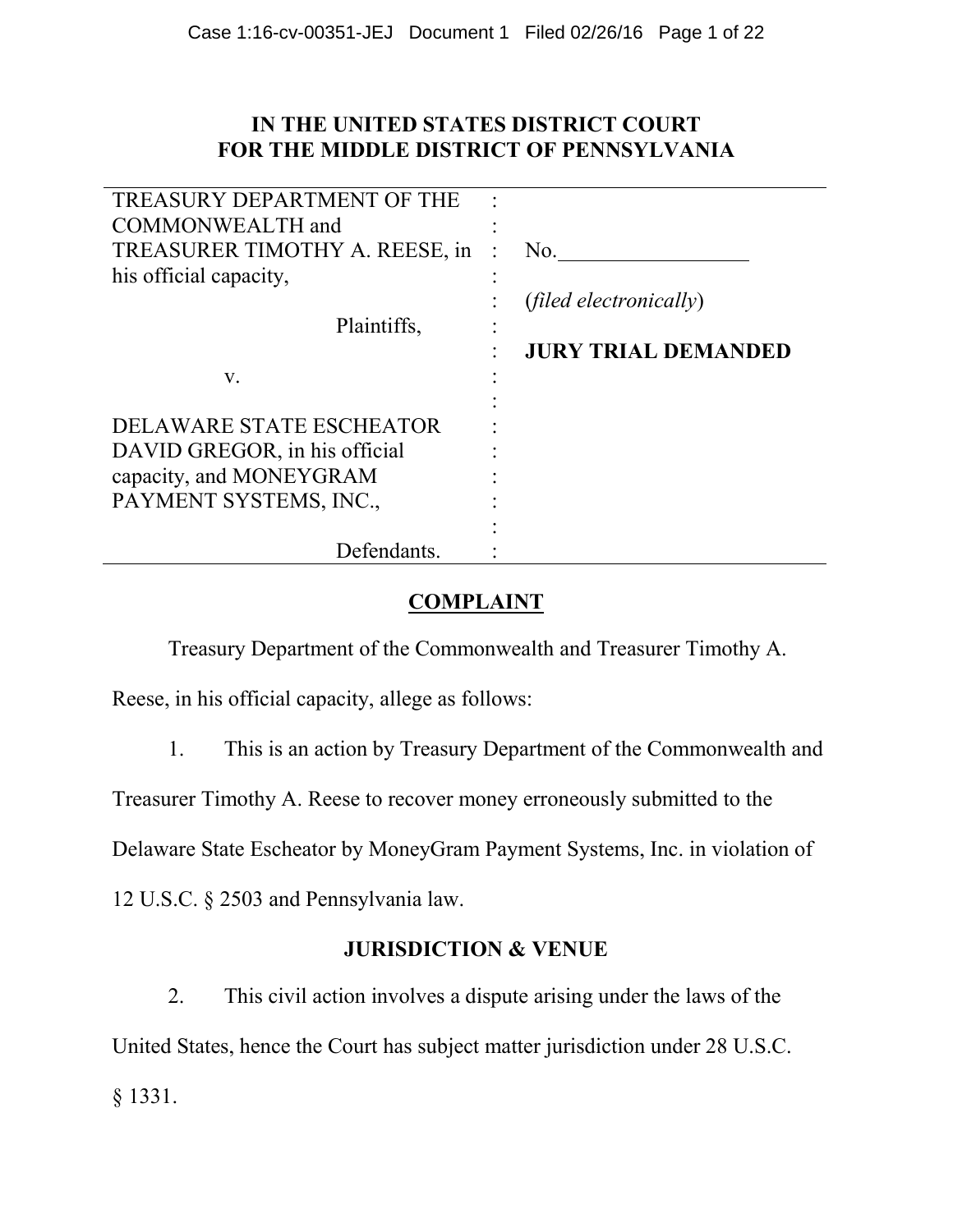# IN THE UNITED STATES DISTRICT COURT FOR THE MIDDLE DISTRICT OF PENNSYLVANIA

| | | |
|---|---|---|
| TREASURY DEPARTMENT OF THE COMMONWEALTH and TREASURER TIMOTHY A. REESE, in his official capacity, | : | No.__________________ |
| Plaintiffs, | : | (*filed electronically*) |
| v. | : | **JURY TRIAL DEMANDED** |
| DELAWARE STATE ESCHEATOR DAVID GREGOR, in his official capacity, and MONEYGRAM PAYMENT SYSTEMS, INC., | : | |
| Defendants. | : | |

## COMPLAINT

Treasury Department of the Commonwealth and Treasurer Timothy A. Reese, in his official capacity, allege as follows:

1. This is an action by Treasury Department of the Commonwealth and Treasurer Timothy A. Reese to recover money erroneously submitted to the Delaware State Escheator by MoneyGram Payment Systems, Inc. in violation of 12 U.S.C. § 2503 and Pennsylvania law.

### JURISDICTION & VENUE

2. This civil action involves a dispute arising under the laws of the United States, hence the Court has subject matter jurisdiction under 28 U.S.C. § 1331.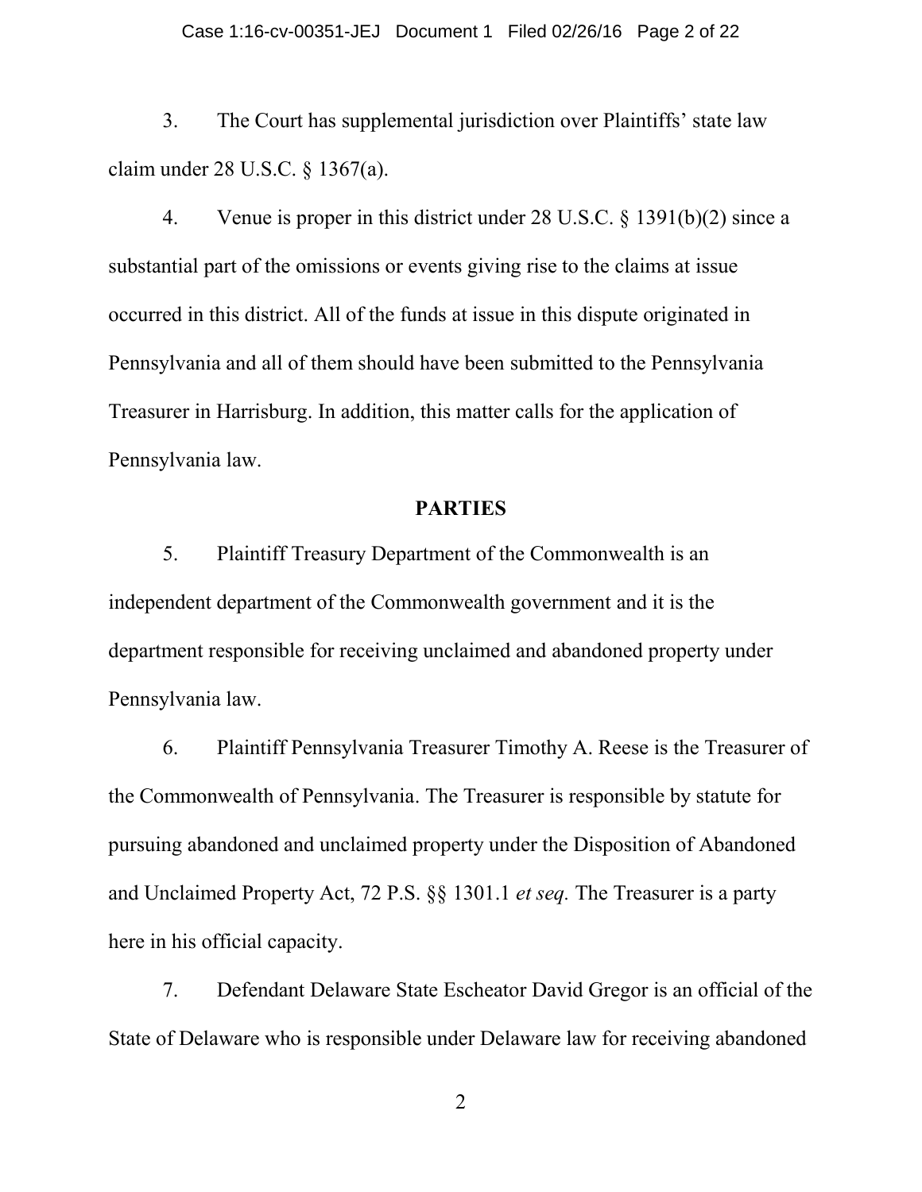3. The Court has supplemental jurisdiction over Plaintiffs' state law claim under 28 U.S.C. § 1367(a).

4. Venue is proper in this district under 28 U.S.C. § 1391(b)(2) since a substantial part of the omissions or events giving rise to the claims at issue occurred in this district. All of the funds at issue in this dispute originated in Pennsylvania and all of them should have been submitted to the Pennsylvania Treasurer in Harrisburg. In addition, this matter calls for the application of Pennsylvania law.

## PARTIES

5. Plaintiff Treasury Department of the Commonwealth is an independent department of the Commonwealth government and it is the department responsible for receiving unclaimed and abandoned property under Pennsylvania law.

6. Plaintiff Pennsylvania Treasurer Timothy A. Reese is the Treasurer of the Commonwealth of Pennsylvania. The Treasurer is responsible by statute for pursuing abandoned and unclaimed property under the Disposition of Abandoned and Unclaimed Property Act, 72 P.S. §§ 1301.1 *et seq.* The Treasurer is a party here in his official capacity.

7. Defendant Delaware State Escheator David Gregor is an official of the State of Delaware who is responsible under Delaware law for receiving abandoned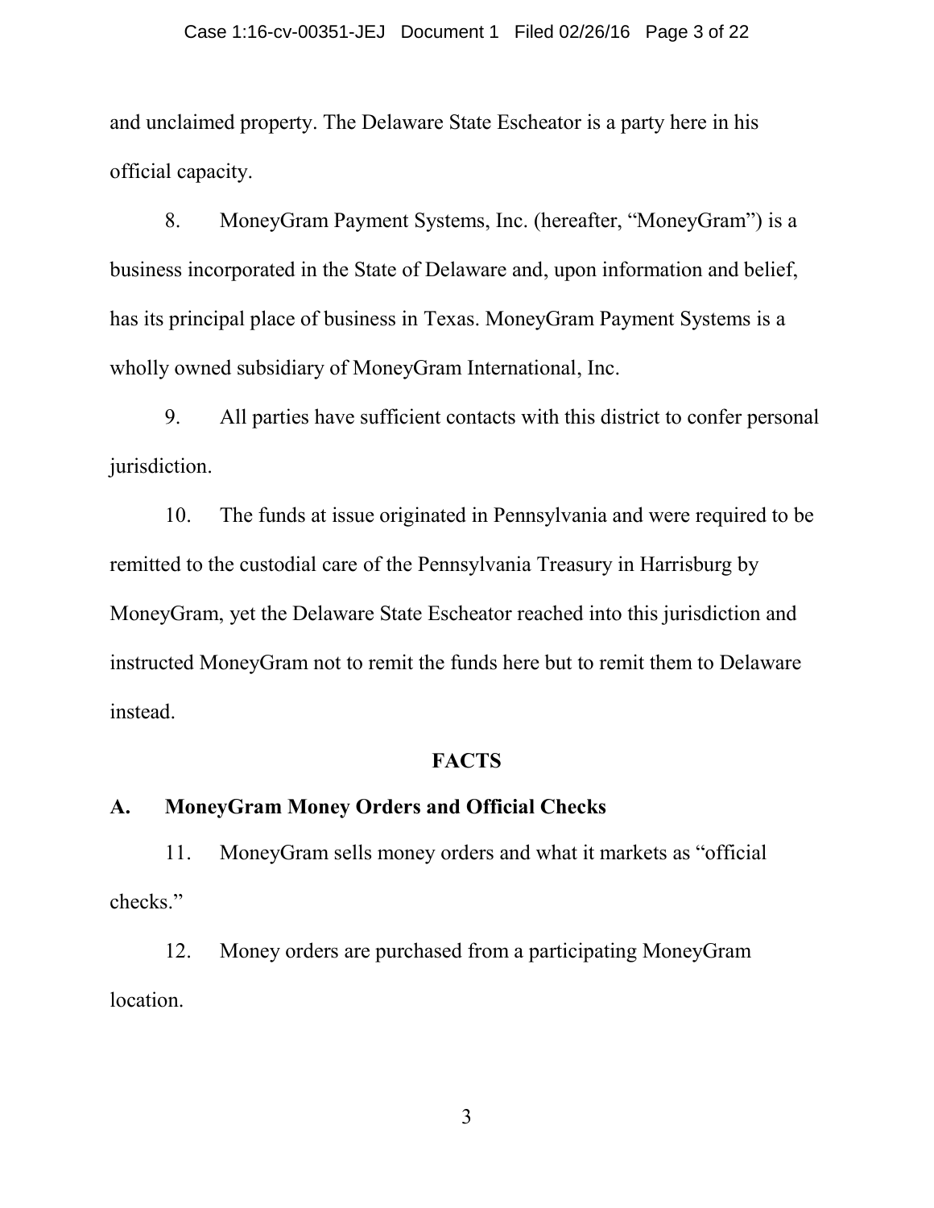and unclaimed property. The Delaware State Escheator is a party here in his official capacity.

8. MoneyGram Payment Systems, Inc. (hereafter, "MoneyGram") is a business incorporated in the State of Delaware and, upon information and belief, has its principal place of business in Texas. MoneyGram Payment Systems is a wholly owned subsidiary of MoneyGram International, Inc.

9. All parties have sufficient contacts with this district to confer personal jurisdiction.

10. The funds at issue originated in Pennsylvania and were required to be remitted to the custodial care of the Pennsylvania Treasury in Harrisburg by MoneyGram, yet the Delaware State Escheator reached into this jurisdiction and instructed MoneyGram not to remit the funds here but to remit them to Delaware instead.

## FACTS

### A. MoneyGram Money Orders and Official Checks

11. MoneyGram sells money orders and what it markets as "official checks."

12. Money orders are purchased from a participating MoneyGram location.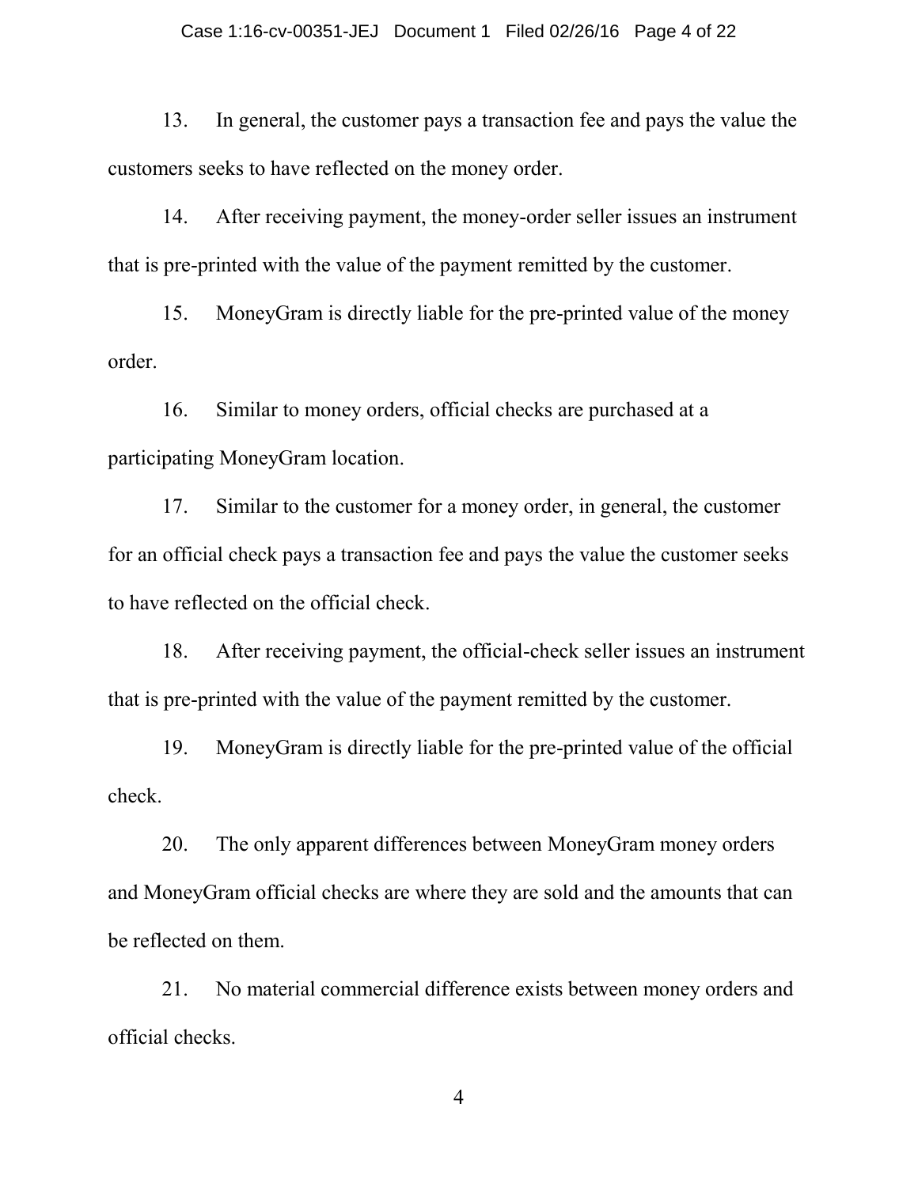13. In general, the customer pays a transaction fee and pays the value the customers seeks to have reflected on the money order.

14. After receiving payment, the money-order seller issues an instrument that is pre-printed with the value of the payment remitted by the customer.

15. MoneyGram is directly liable for the pre-printed value of the money order.

16. Similar to money orders, official checks are purchased at a participating MoneyGram location.

17. Similar to the customer for a money order, in general, the customer for an official check pays a transaction fee and pays the value the customer seeks to have reflected on the official check.

18. After receiving payment, the official-check seller issues an instrument that is pre-printed with the value of the payment remitted by the customer.

19. MoneyGram is directly liable for the pre-printed value of the official check.

20. The only apparent differences between MoneyGram money orders and MoneyGram official checks are where they are sold and the amounts that can be reflected on them.

21. No material commercial difference exists between money orders and official checks.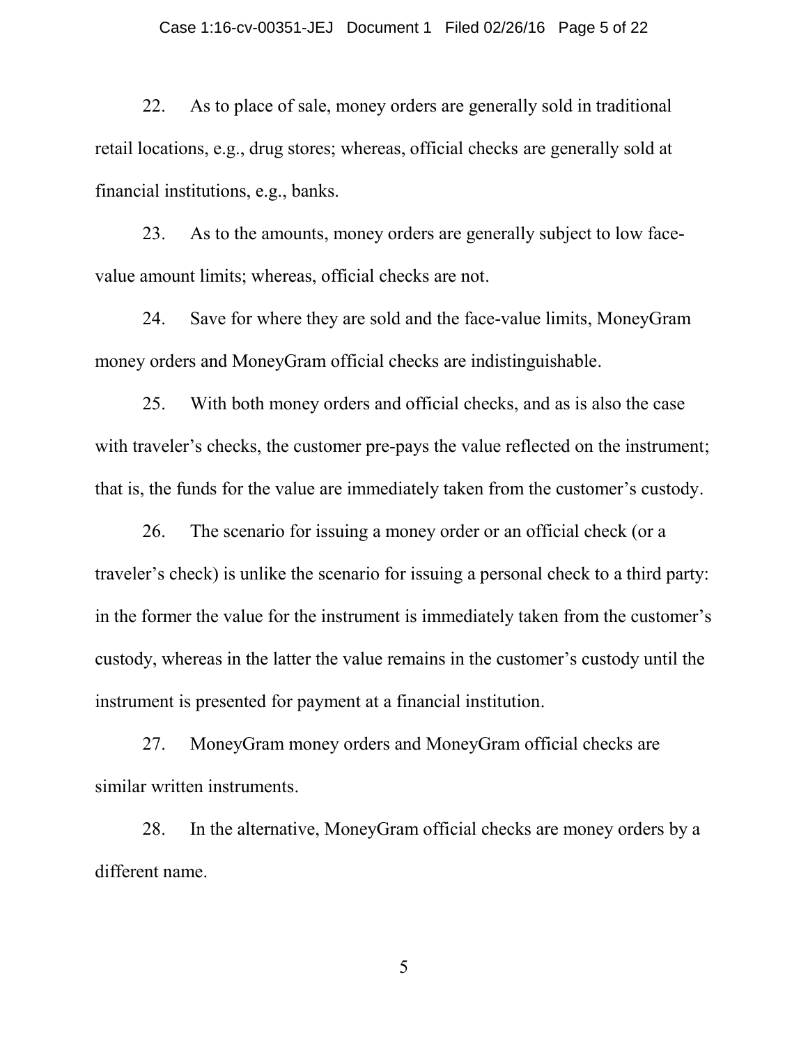22. As to place of sale, money orders are generally sold in traditional retail locations, e.g., drug stores; whereas, official checks are generally sold at financial institutions, e.g., banks.

23. As to the amounts, money orders are generally subject to low face-value amount limits; whereas, official checks are not.

24. Save for where they are sold and the face-value limits, MoneyGram money orders and MoneyGram official checks are indistinguishable.

25. With both money orders and official checks, and as is also the case with traveler's checks, the customer pre-pays the value reflected on the instrument; that is, the funds for the value are immediately taken from the customer's custody.

26. The scenario for issuing a money order or an official check (or a traveler's check) is unlike the scenario for issuing a personal check to a third party: in the former the value for the instrument is immediately taken from the customer's custody, whereas in the latter the value remains in the customer's custody until the instrument is presented for payment at a financial institution.

27. MoneyGram money orders and MoneyGram official checks are similar written instruments.

28. In the alternative, MoneyGram official checks are money orders by a different name.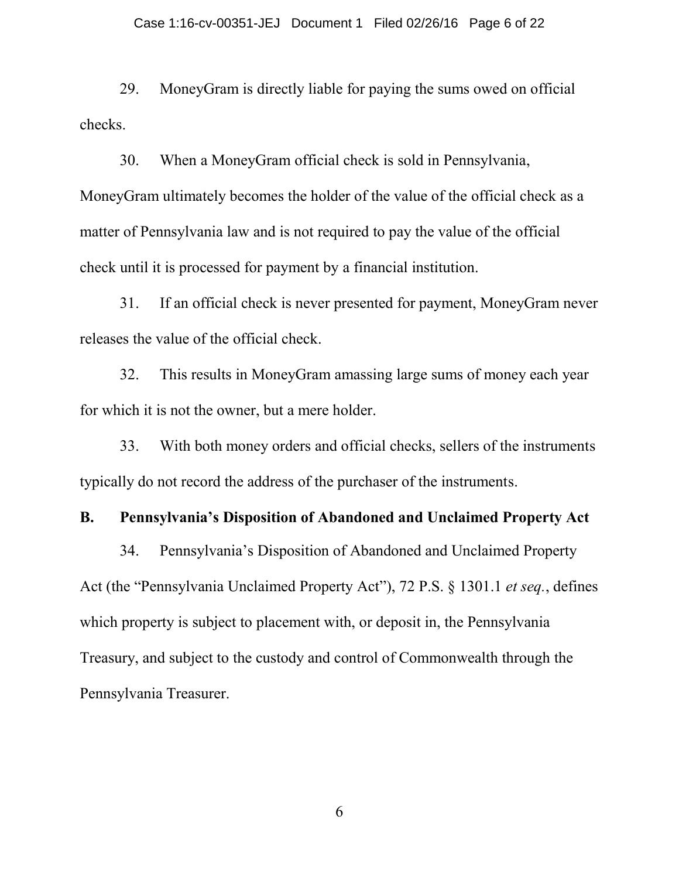29. MoneyGram is directly liable for paying the sums owed on official checks.

30. When a MoneyGram official check is sold in Pennsylvania, MoneyGram ultimately becomes the holder of the value of the official check as a matter of Pennsylvania law and is not required to pay the value of the official check until it is processed for payment by a financial institution.

31. If an official check is never presented for payment, MoneyGram never releases the value of the official check.

32. This results in MoneyGram amassing large sums of money each year for which it is not the owner, but a mere holder.

33. With both money orders and official checks, sellers of the instruments typically do not record the address of the purchaser of the instruments.

### B. Pennsylvania's Disposition of Abandoned and Unclaimed Property Act

34. Pennsylvania's Disposition of Abandoned and Unclaimed Property Act (the "Pennsylvania Unclaimed Property Act"), 72 P.S. § 1301.1 *et seq.*, defines which property is subject to placement with, or deposit in, the Pennsylvania Treasury, and subject to the custody and control of Commonwealth through the Pennsylvania Treasurer.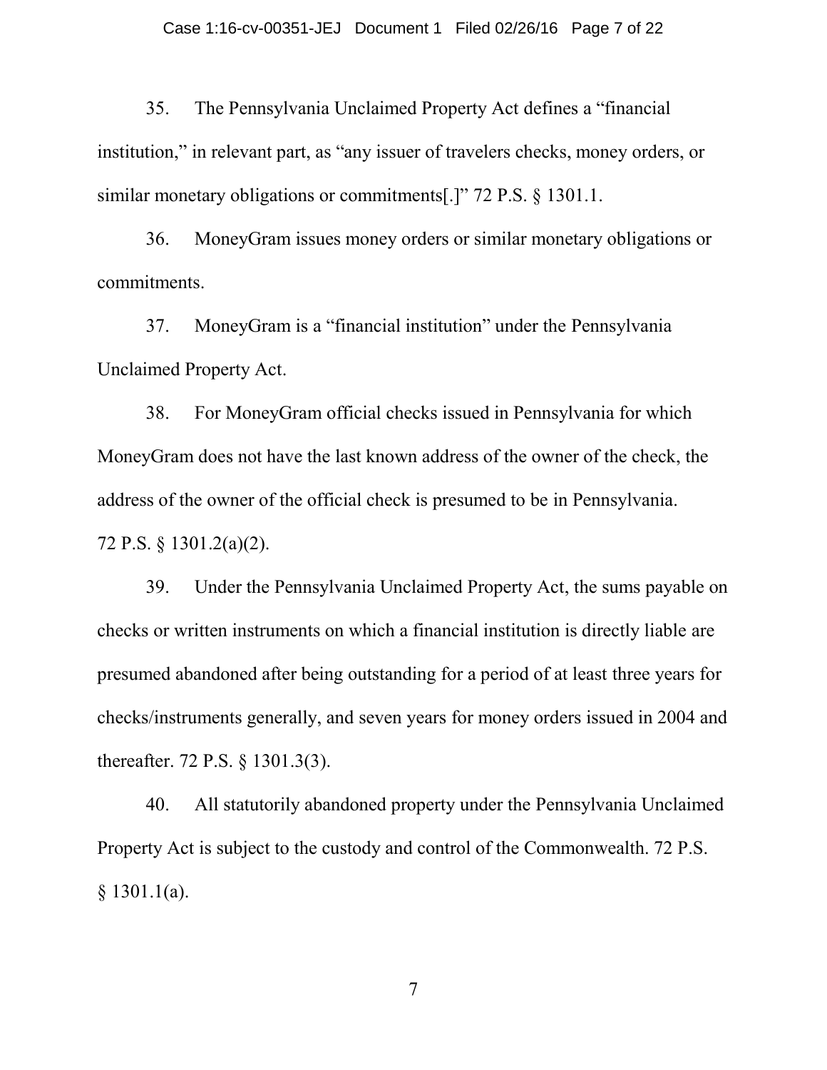35. The Pennsylvania Unclaimed Property Act defines a "financial institution," in relevant part, as "any issuer of travelers checks, money orders, or similar monetary obligations or commitments[.]" 72 P.S. § 1301.1.

36. MoneyGram issues money orders or similar monetary obligations or commitments.

37. MoneyGram is a "financial institution" under the Pennsylvania Unclaimed Property Act.

38. For MoneyGram official checks issued in Pennsylvania for which MoneyGram does not have the last known address of the owner of the check, the address of the owner of the official check is presumed to be in Pennsylvania. 72 P.S. § 1301.2(a)(2).

39. Under the Pennsylvania Unclaimed Property Act, the sums payable on checks or written instruments on which a financial institution is directly liable are presumed abandoned after being outstanding for a period of at least three years for checks/instruments generally, and seven years for money orders issued in 2004 and thereafter. 72 P.S. § 1301.3(3).

40. All statutorily abandoned property under the Pennsylvania Unclaimed Property Act is subject to the custody and control of the Commonwealth. 72 P.S. § 1301.1(a).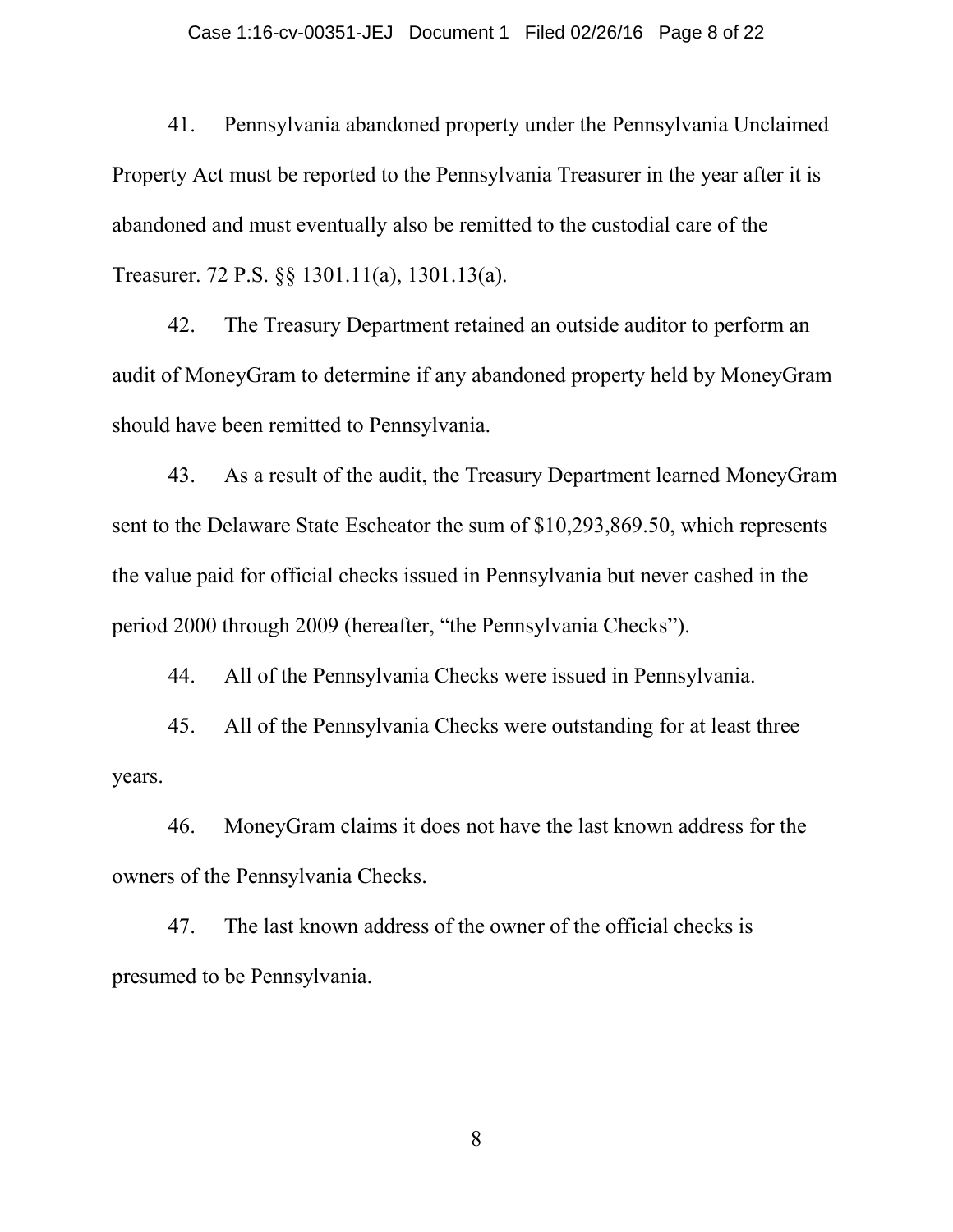41. Pennsylvania abandoned property under the Pennsylvania Unclaimed Property Act must be reported to the Pennsylvania Treasurer in the year after it is abandoned and must eventually also be remitted to the custodial care of the Treasurer. 72 P.S. §§ 1301.11(a), 1301.13(a).

42. The Treasury Department retained an outside auditor to perform an audit of MoneyGram to determine if any abandoned property held by MoneyGram should have been remitted to Pennsylvania.

43. As a result of the audit, the Treasury Department learned MoneyGram sent to the Delaware State Escheator the sum of $10,293,869.50, which represents the value paid for official checks issued in Pennsylvania but never cashed in the period 2000 through 2009 (hereafter, "the Pennsylvania Checks").

44. All of the Pennsylvania Checks were issued in Pennsylvania.

45. All of the Pennsylvania Checks were outstanding for at least three years.

46. MoneyGram claims it does not have the last known address for the owners of the Pennsylvania Checks.

47. The last known address of the owner of the official checks is presumed to be Pennsylvania.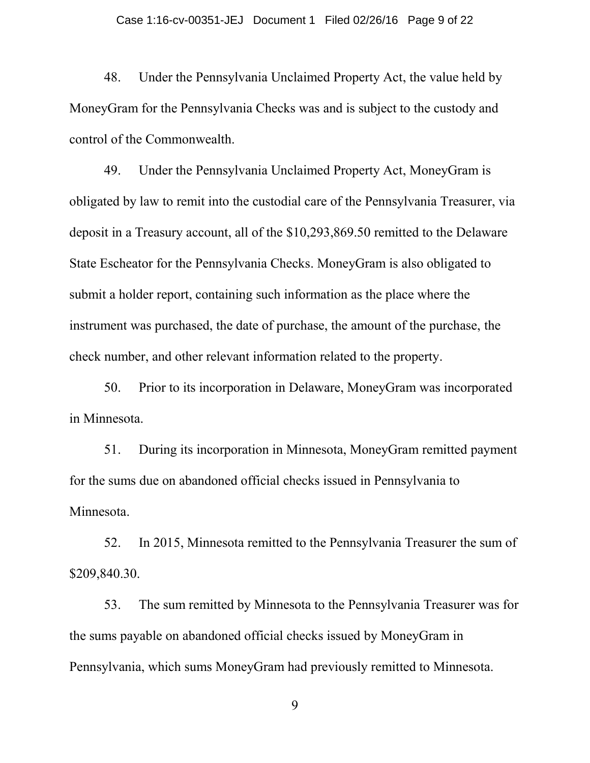48. Under the Pennsylvania Unclaimed Property Act, the value held by MoneyGram for the Pennsylvania Checks was and is subject to the custody and control of the Commonwealth.

49. Under the Pennsylvania Unclaimed Property Act, MoneyGram is obligated by law to remit into the custodial care of the Pennsylvania Treasurer, via deposit in a Treasury account, all of the $10,293,869.50 remitted to the Delaware State Escheator for the Pennsylvania Checks. MoneyGram is also obligated to submit a holder report, containing such information as the place where the instrument was purchased, the date of purchase, the amount of the purchase, the check number, and other relevant information related to the property.

50. Prior to its incorporation in Delaware, MoneyGram was incorporated in Minnesota.

51. During its incorporation in Minnesota, MoneyGram remitted payment for the sums due on abandoned official checks issued in Pennsylvania to Minnesota.

52. In 2015, Minnesota remitted to the Pennsylvania Treasurer the sum of $209,840.30.

53. The sum remitted by Minnesota to the Pennsylvania Treasurer was for the sums payable on abandoned official checks issued by MoneyGram in Pennsylvania, which sums MoneyGram had previously remitted to Minnesota.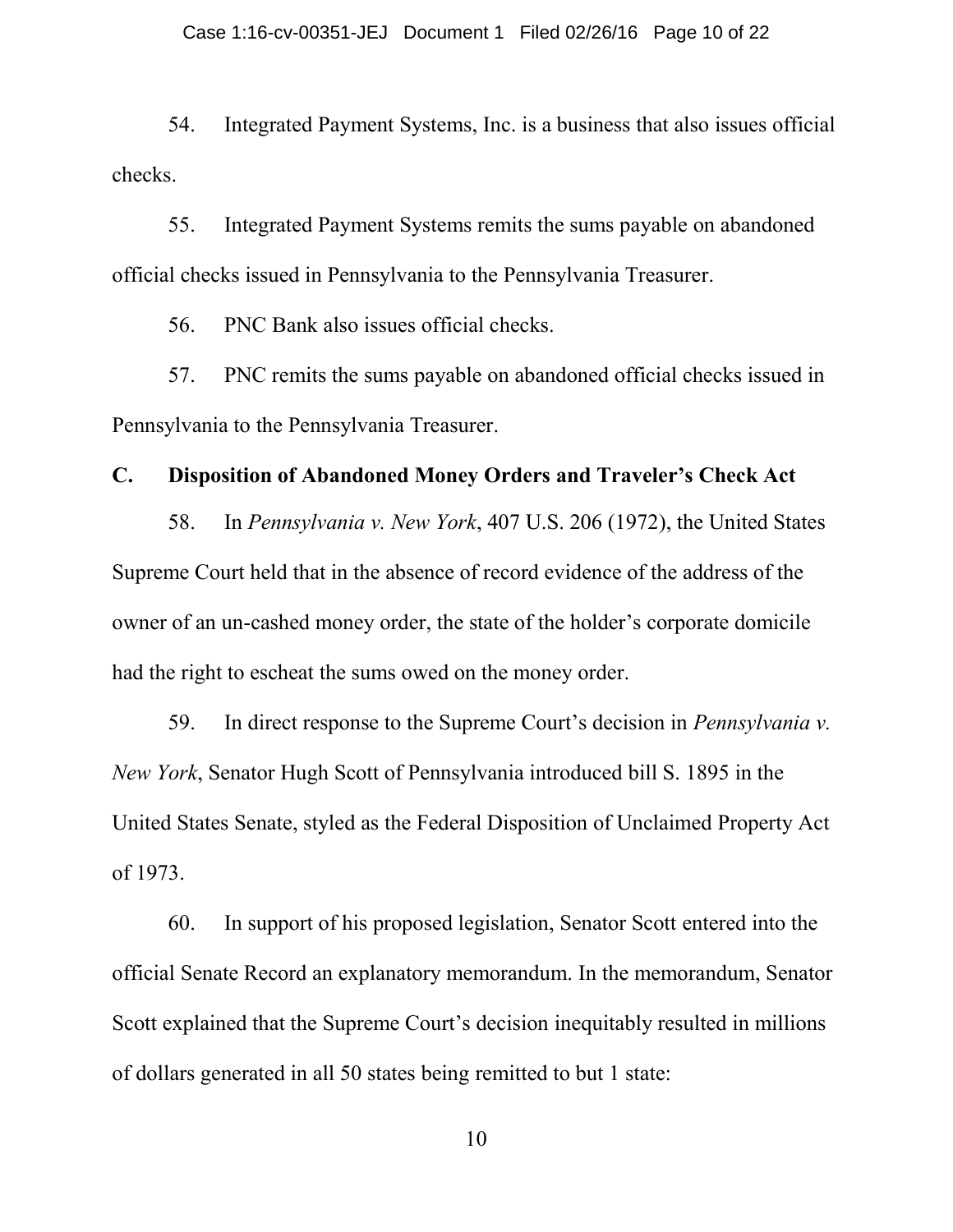54. Integrated Payment Systems, Inc. is a business that also issues official checks.

55. Integrated Payment Systems remits the sums payable on abandoned official checks issued in Pennsylvania to the Pennsylvania Treasurer.

56. PNC Bank also issues official checks.

57. PNC remits the sums payable on abandoned official checks issued in Pennsylvania to the Pennsylvania Treasurer.

### C. Disposition of Abandoned Money Orders and Traveler's Check Act

58. In *Pennsylvania v. New York*, 407 U.S. 206 (1972), the United States Supreme Court held that in the absence of record evidence of the address of the owner of an un-cashed money order, the state of the holder's corporate domicile had the right to escheat the sums owed on the money order.

59. In direct response to the Supreme Court's decision in *Pennsylvania v. New York*, Senator Hugh Scott of Pennsylvania introduced bill S. 1895 in the United States Senate, styled as the Federal Disposition of Unclaimed Property Act of 1973.

60. In support of his proposed legislation, Senator Scott entered into the official Senate Record an explanatory memorandum. In the memorandum, Senator Scott explained that the Supreme Court's decision inequitably resulted in millions of dollars generated in all 50 states being remitted to but 1 state: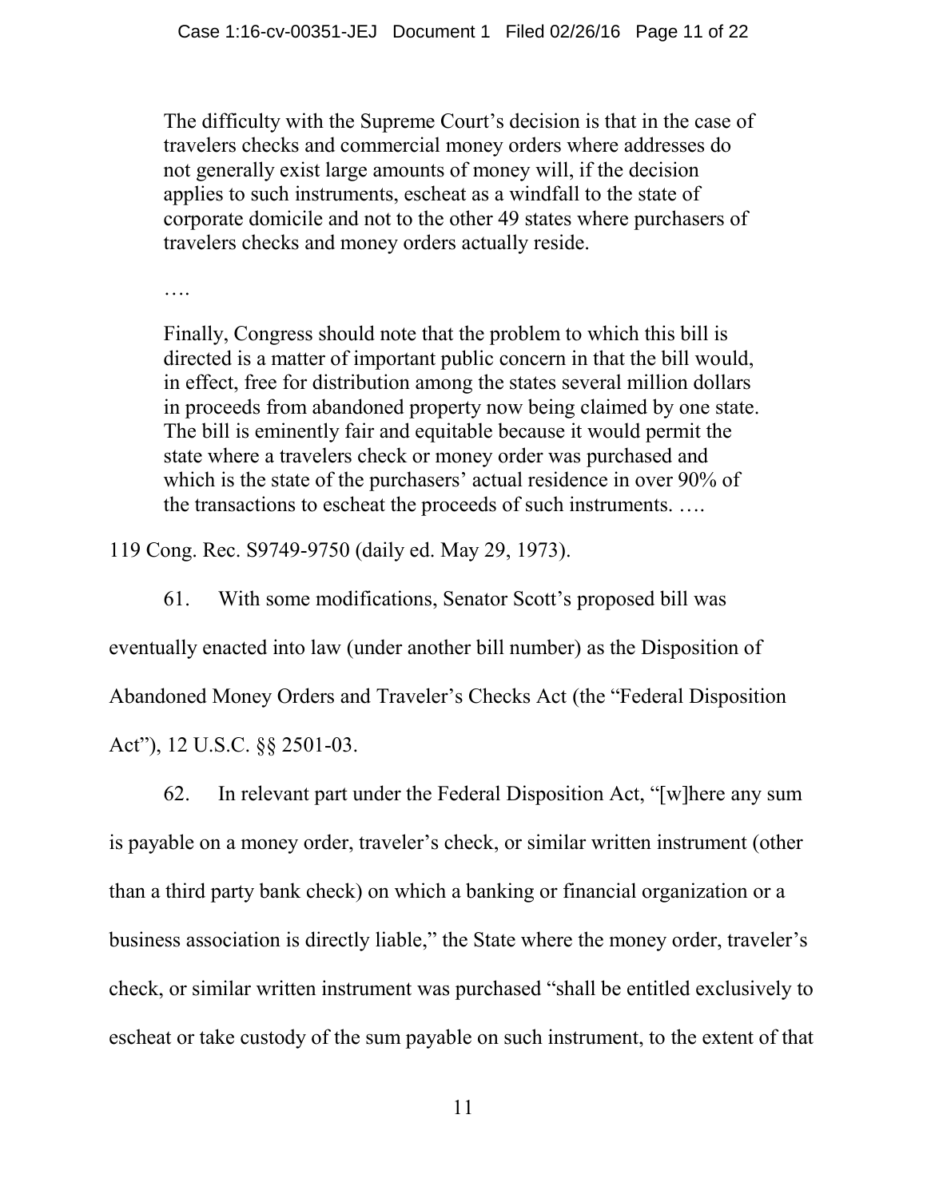> The difficulty with the Supreme Court's decision is that in the case of travelers checks and commercial money orders where addresses do not generally exist large amounts of money will, if the decision applies to such instruments, escheat as a windfall to the state of corporate domicile and not to the other 49 states where purchasers of travelers checks and money orders actually reside.
>
> ….
>
> Finally, Congress should note that the problem to which this bill is directed is a matter of important public concern in that the bill would, in effect, free for distribution among the states several million dollars in proceeds from abandoned property now being claimed by one state. The bill is eminently fair and equitable because it would permit the state where a travelers check or money order was purchased and which is the state of the purchasers' actual residence in over 90% of the transactions to escheat the proceeds of such instruments. ….

119 Cong. Rec. S9749-9750 (daily ed. May 29, 1973).

61. With some modifications, Senator Scott's proposed bill was eventually enacted into law (under another bill number) as the Disposition of Abandoned Money Orders and Traveler's Checks Act (the "Federal Disposition Act"), 12 U.S.C. §§ 2501-03.

62. In relevant part under the Federal Disposition Act, "[w]here any sum is payable on a money order, traveler's check, or similar written instrument (other than a third party bank check) on which a banking or financial organization or a business association is directly liable," the State where the money order, traveler's check, or similar written instrument was purchased "shall be entitled exclusively to escheat or take custody of the sum payable on such instrument, to the extent of that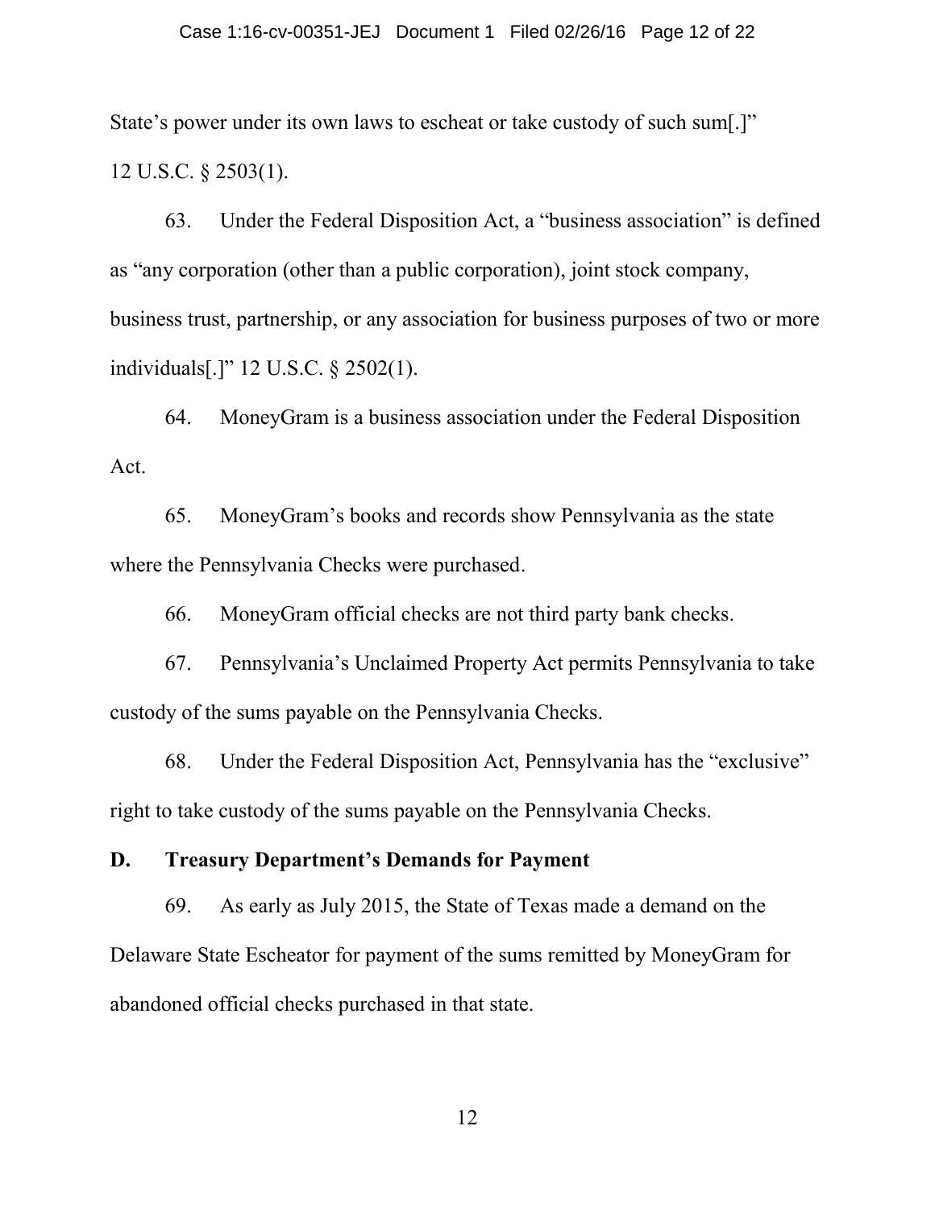State's power under its own laws to escheat or take custody of such sum[.]" 12 U.S.C. § 2503(1).

63. Under the Federal Disposition Act, a "business association" is defined as "any corporation (other than a public corporation), joint stock company, business trust, partnership, or any association for business purposes of two or more individuals[.]" 12 U.S.C. § 2502(1).

64. MoneyGram is a business association under the Federal Disposition Act.

65. MoneyGram's books and records show Pennsylvania as the state where the Pennsylvania Checks were purchased.

66. MoneyGram official checks are not third party bank checks.

67. Pennsylvania's Unclaimed Property Act permits Pennsylvania to take custody of the sums payable on the Pennsylvania Checks.

68. Under the Federal Disposition Act, Pennsylvania has the "exclusive" right to take custody of the sums payable on the Pennsylvania Checks.

### D. Treasury Department's Demands for Payment

69. As early as July 2015, the State of Texas made a demand on the Delaware State Escheator for payment of the sums remitted by MoneyGram for abandoned official checks purchased in that state.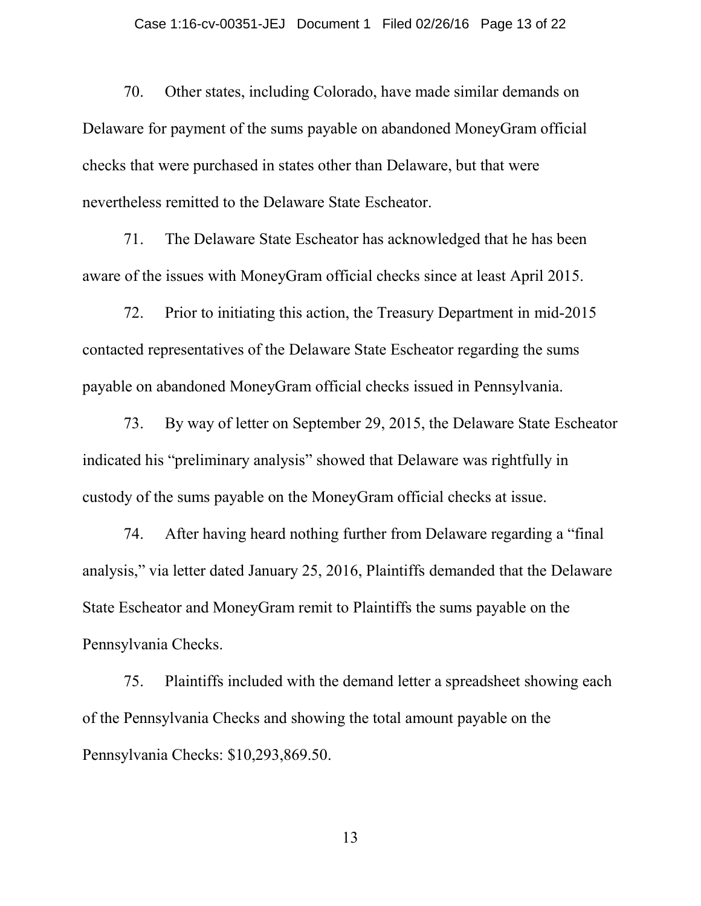70. Other states, including Colorado, have made similar demands on Delaware for payment of the sums payable on abandoned MoneyGram official checks that were purchased in states other than Delaware, but that were nevertheless remitted to the Delaware State Escheator.

71. The Delaware State Escheator has acknowledged that he has been aware of the issues with MoneyGram official checks since at least April 2015.

72. Prior to initiating this action, the Treasury Department in mid-2015 contacted representatives of the Delaware State Escheator regarding the sums payable on abandoned MoneyGram official checks issued in Pennsylvania.

73. By way of letter on September 29, 2015, the Delaware State Escheator indicated his "preliminary analysis" showed that Delaware was rightfully in custody of the sums payable on the MoneyGram official checks at issue.

74. After having heard nothing further from Delaware regarding a "final analysis," via letter dated January 25, 2016, Plaintiffs demanded that the Delaware State Escheator and MoneyGram remit to Plaintiffs the sums payable on the Pennsylvania Checks.

75. Plaintiffs included with the demand letter a spreadsheet showing each of the Pennsylvania Checks and showing the total amount payable on the Pennsylvania Checks: $10,293,869.50.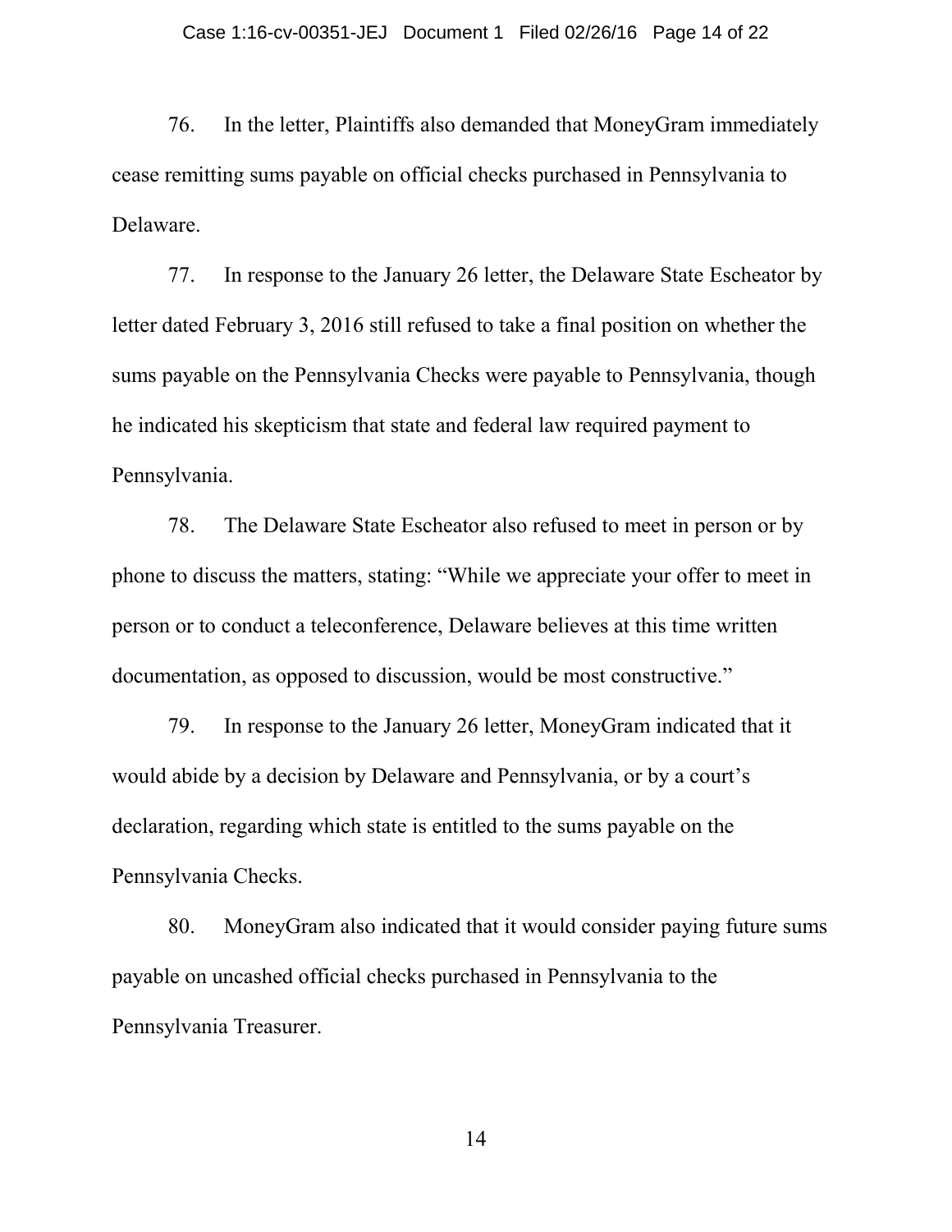76. In the letter, Plaintiffs also demanded that MoneyGram immediately cease remitting sums payable on official checks purchased in Pennsylvania to Delaware.

77. In response to the January 26 letter, the Delaware State Escheator by letter dated February 3, 2016 still refused to take a final position on whether the sums payable on the Pennsylvania Checks were payable to Pennsylvania, though he indicated his skepticism that state and federal law required payment to Pennsylvania.

78. The Delaware State Escheator also refused to meet in person or by phone to discuss the matters, stating: "While we appreciate your offer to meet in person or to conduct a teleconference, Delaware believes at this time written documentation, as opposed to discussion, would be most constructive."

79. In response to the January 26 letter, MoneyGram indicated that it would abide by a decision by Delaware and Pennsylvania, or by a court's declaration, regarding which state is entitled to the sums payable on the Pennsylvania Checks.

80. MoneyGram also indicated that it would consider paying future sums payable on uncashed official checks purchased in Pennsylvania to the Pennsylvania Treasurer.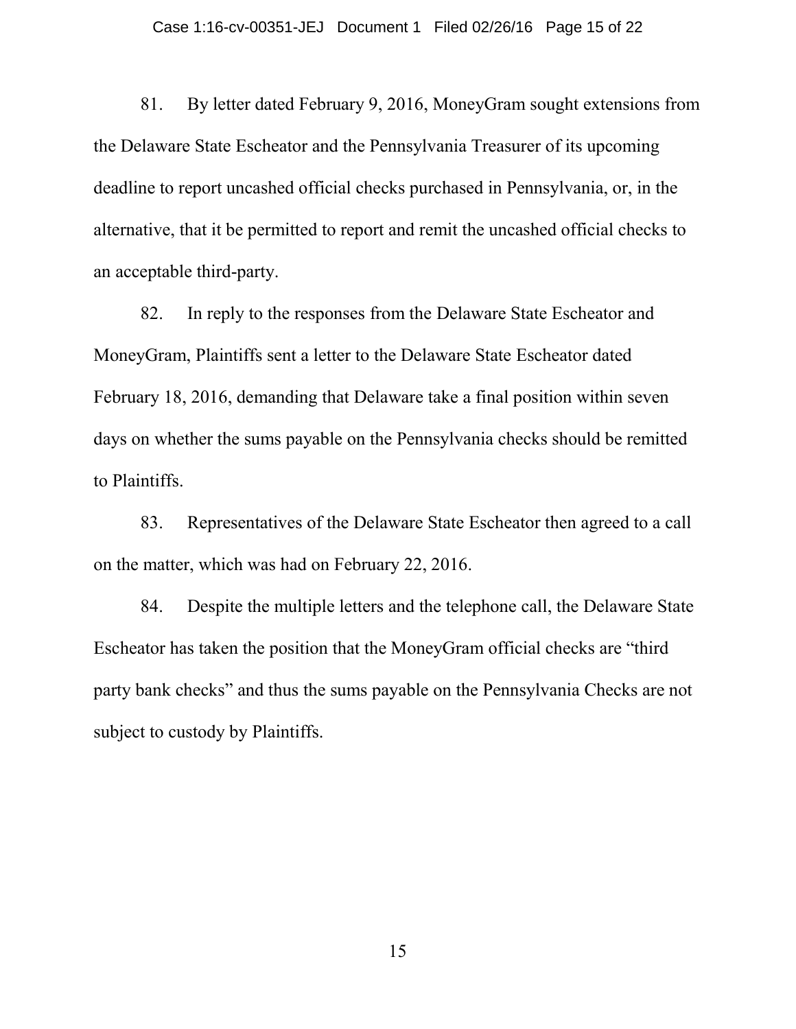81. By letter dated February 9, 2016, MoneyGram sought extensions from the Delaware State Escheator and the Pennsylvania Treasurer of its upcoming deadline to report uncashed official checks purchased in Pennsylvania, or, in the alternative, that it be permitted to report and remit the uncashed official checks to an acceptable third-party.

82. In reply to the responses from the Delaware State Escheator and MoneyGram, Plaintiffs sent a letter to the Delaware State Escheator dated February 18, 2016, demanding that Delaware take a final position within seven days on whether the sums payable on the Pennsylvania checks should be remitted to Plaintiffs.

83. Representatives of the Delaware State Escheator then agreed to a call on the matter, which was had on February 22, 2016.

84. Despite the multiple letters and the telephone call, the Delaware State Escheator has taken the position that the MoneyGram official checks are "third party bank checks" and thus the sums payable on the Pennsylvania Checks are not subject to custody by Plaintiffs.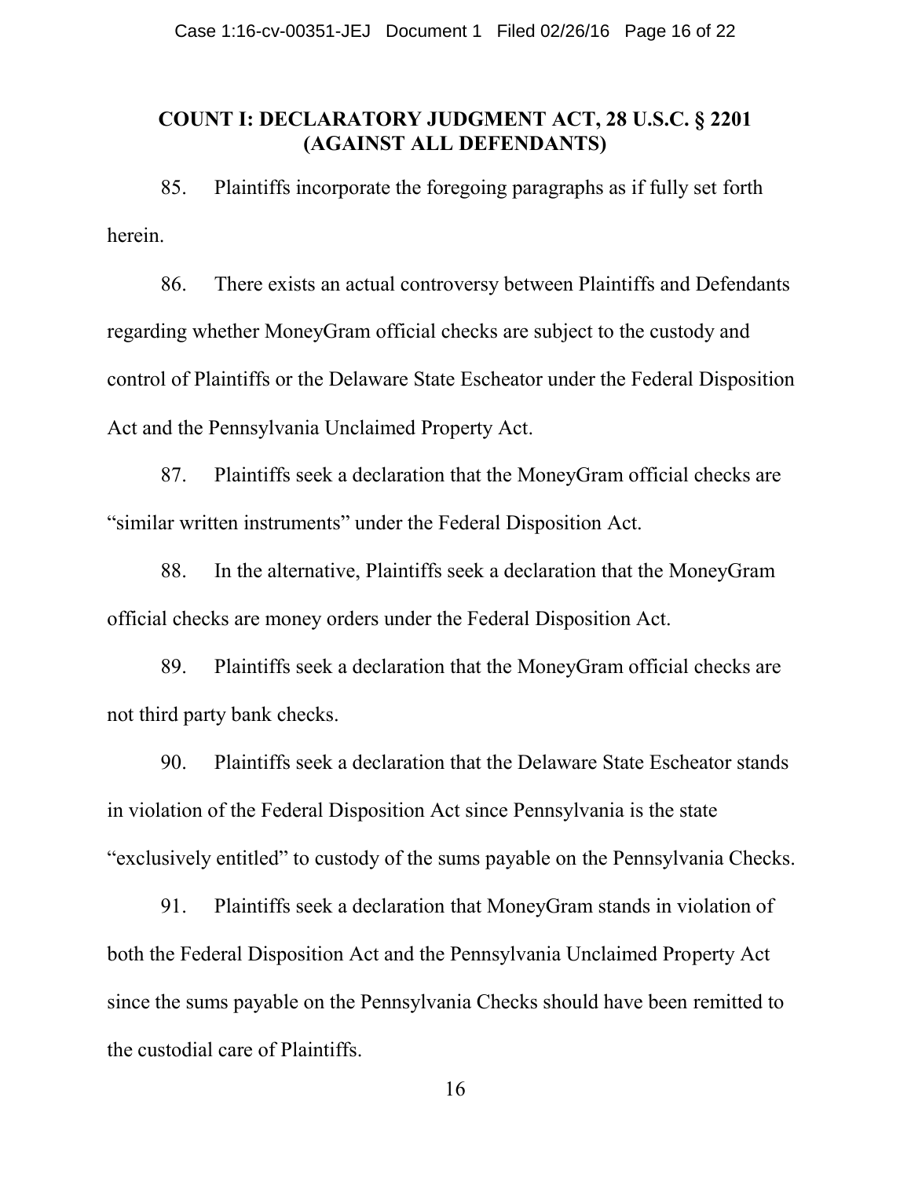## COUNT I: DECLARATORY JUDGMENT ACT, 28 U.S.C. § 2201 (AGAINST ALL DEFENDANTS)

85. Plaintiffs incorporate the foregoing paragraphs as if fully set forth herein.

86. There exists an actual controversy between Plaintiffs and Defendants regarding whether MoneyGram official checks are subject to the custody and control of Plaintiffs or the Delaware State Escheator under the Federal Disposition Act and the Pennsylvania Unclaimed Property Act.

87. Plaintiffs seek a declaration that the MoneyGram official checks are "similar written instruments" under the Federal Disposition Act.

88. In the alternative, Plaintiffs seek a declaration that the MoneyGram official checks are money orders under the Federal Disposition Act.

89. Plaintiffs seek a declaration that the MoneyGram official checks are not third party bank checks.

90. Plaintiffs seek a declaration that the Delaware State Escheator stands in violation of the Federal Disposition Act since Pennsylvania is the state "exclusively entitled" to custody of the sums payable on the Pennsylvania Checks.

91. Plaintiffs seek a declaration that MoneyGram stands in violation of both the Federal Disposition Act and the Pennsylvania Unclaimed Property Act since the sums payable on the Pennsylvania Checks should have been remitted to the custodial care of Plaintiffs.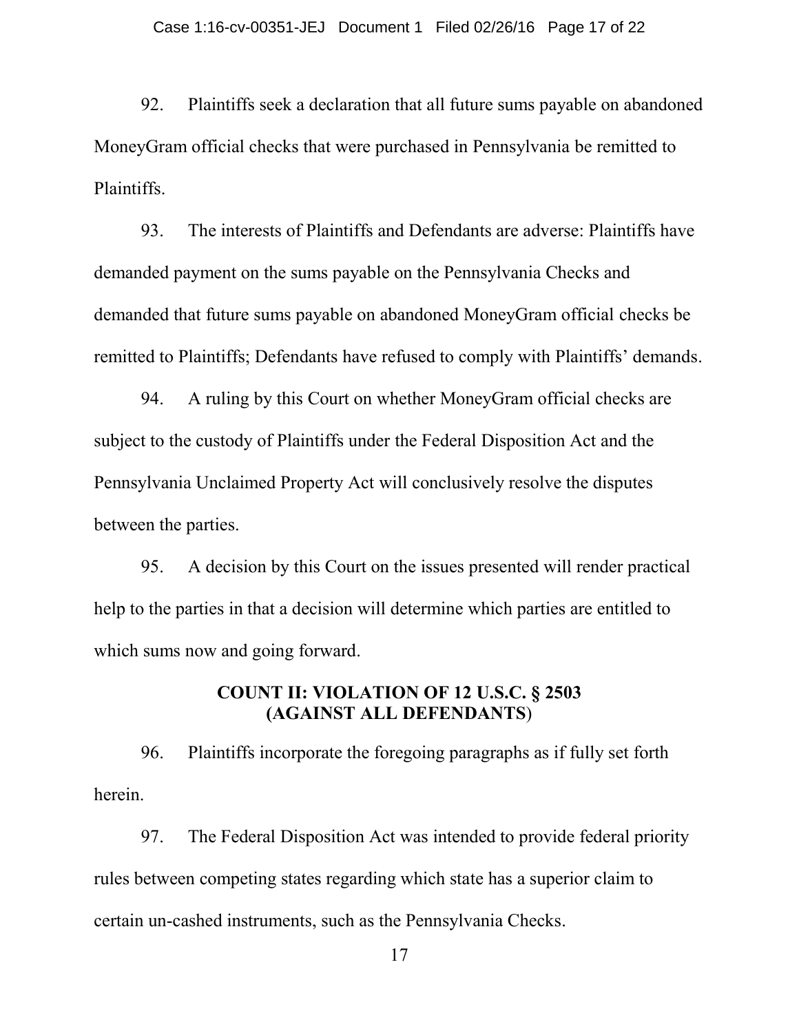92. Plaintiffs seek a declaration that all future sums payable on abandoned MoneyGram official checks that were purchased in Pennsylvania be remitted to Plaintiffs.

93. The interests of Plaintiffs and Defendants are adverse: Plaintiffs have demanded payment on the sums payable on the Pennsylvania Checks and demanded that future sums payable on abandoned MoneyGram official checks be remitted to Plaintiffs; Defendants have refused to comply with Plaintiffs' demands.

94. A ruling by this Court on whether MoneyGram official checks are subject to the custody of Plaintiffs under the Federal Disposition Act and the Pennsylvania Unclaimed Property Act will conclusively resolve the disputes between the parties.

95. A decision by this Court on the issues presented will render practical help to the parties in that a decision will determine which parties are entitled to which sums now and going forward.

## COUNT II: VIOLATION OF 12 U.S.C. § 2503 (AGAINST ALL DEFENDANTS)

96. Plaintiffs incorporate the foregoing paragraphs as if fully set forth herein.

97. The Federal Disposition Act was intended to provide federal priority rules between competing states regarding which state has a superior claim to certain un-cashed instruments, such as the Pennsylvania Checks.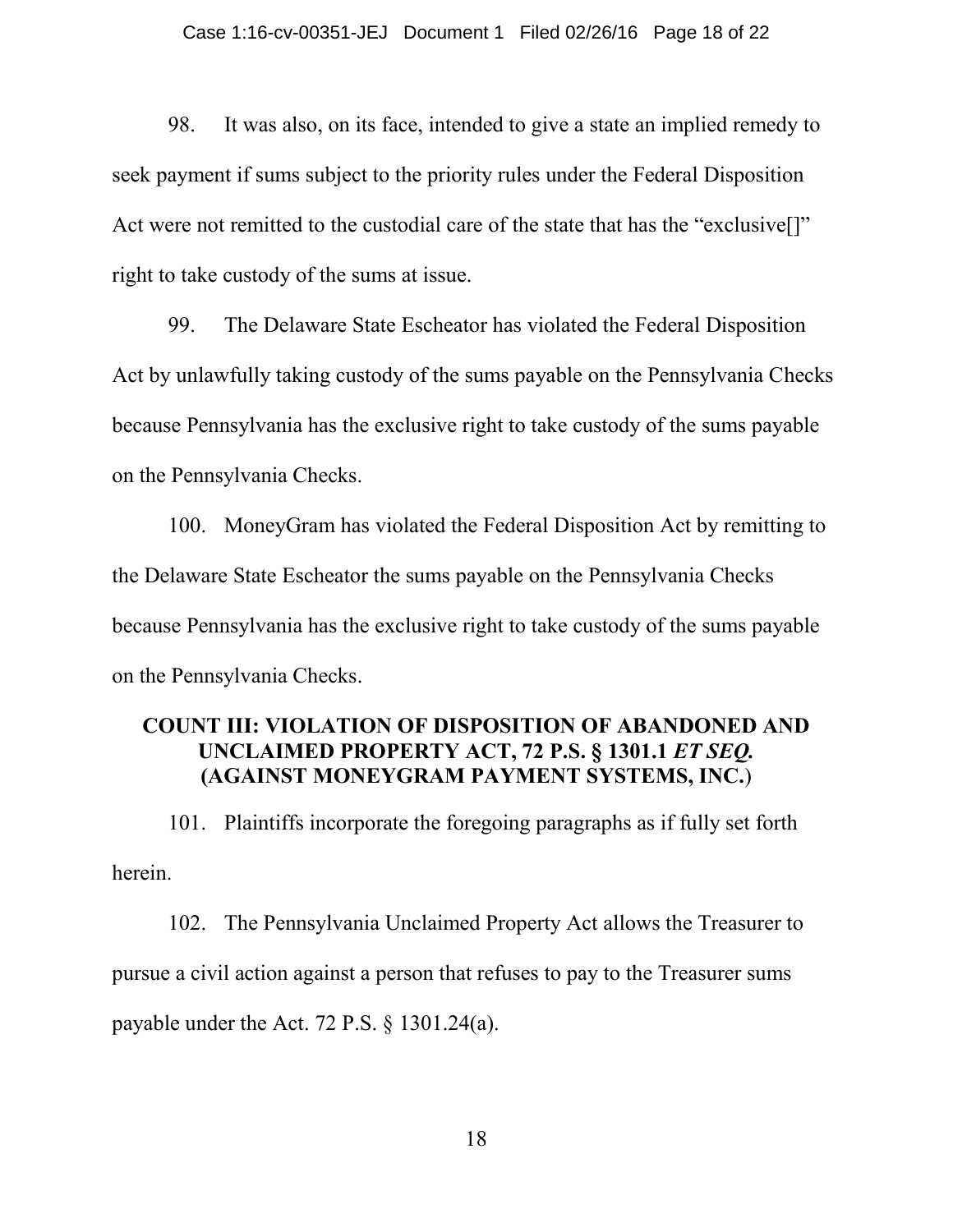98. It was also, on its face, intended to give a state an implied remedy to seek payment if sums subject to the priority rules under the Federal Disposition Act were not remitted to the custodial care of the state that has the "exclusive[]" right to take custody of the sums at issue.

99. The Delaware State Escheator has violated the Federal Disposition Act by unlawfully taking custody of the sums payable on the Pennsylvania Checks because Pennsylvania has the exclusive right to take custody of the sums payable on the Pennsylvania Checks.

100. MoneyGram has violated the Federal Disposition Act by remitting to the Delaware State Escheator the sums payable on the Pennsylvania Checks because Pennsylvania has the exclusive right to take custody of the sums payable on the Pennsylvania Checks.

## COUNT III: VIOLATION OF DISPOSITION OF ABANDONED AND UNCLAIMED PROPERTY ACT, 72 P.S. § 1301.1 *ET SEQ.* (AGAINST MONEYGRAM PAYMENT SYSTEMS, INC.)

101. Plaintiffs incorporate the foregoing paragraphs as if fully set forth herein.

102. The Pennsylvania Unclaimed Property Act allows the Treasurer to pursue a civil action against a person that refuses to pay to the Treasurer sums payable under the Act. 72 P.S. § 1301.24(a).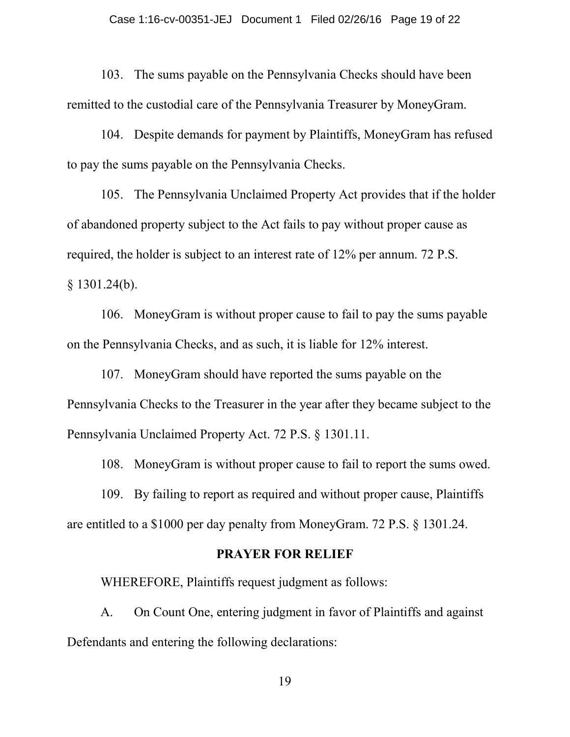103. The sums payable on the Pennsylvania Checks should have been remitted to the custodial care of the Pennsylvania Treasurer by MoneyGram.

104. Despite demands for payment by Plaintiffs, MoneyGram has refused to pay the sums payable on the Pennsylvania Checks.

105. The Pennsylvania Unclaimed Property Act provides that if the holder of abandoned property subject to the Act fails to pay without proper cause as required, the holder is subject to an interest rate of 12% per annum. 72 P.S. § 1301.24(b).

106. MoneyGram is without proper cause to fail to pay the sums payable on the Pennsylvania Checks, and as such, it is liable for 12% interest.

107. MoneyGram should have reported the sums payable on the Pennsylvania Checks to the Treasurer in the year after they became subject to the Pennsylvania Unclaimed Property Act. 72 P.S. § 1301.11.

108. MoneyGram is without proper cause to fail to report the sums owed.

109. By failing to report as required and without proper cause, Plaintiffs are entitled to a $1000 per day penalty from MoneyGram. 72 P.S. § 1301.24.

## PRAYER FOR RELIEF

WHEREFORE, Plaintiffs request judgment as follows:

A. On Count One, entering judgment in favor of Plaintiffs and against Defendants and entering the following declarations: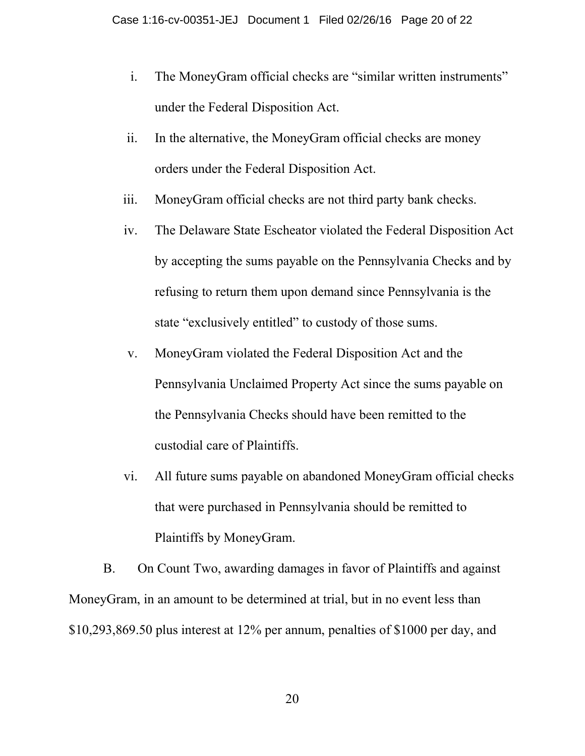i. The MoneyGram official checks are "similar written instruments" under the Federal Disposition Act.

ii. In the alternative, the MoneyGram official checks are money orders under the Federal Disposition Act.

iii. MoneyGram official checks are not third party bank checks.

iv. The Delaware State Escheator violated the Federal Disposition Act by accepting the sums payable on the Pennsylvania Checks and by refusing to return them upon demand since Pennsylvania is the state "exclusively entitled" to custody of those sums.

v. MoneyGram violated the Federal Disposition Act and the Pennsylvania Unclaimed Property Act since the sums payable on the Pennsylvania Checks should have been remitted to the custodial care of Plaintiffs.

vi. All future sums payable on abandoned MoneyGram official checks that were purchased in Pennsylvania should be remitted to Plaintiffs by MoneyGram.

B. On Count Two, awarding damages in favor of Plaintiffs and against MoneyGram, in an amount to be determined at trial, but in no event less than $10,293,869.50 plus interest at 12% per annum, penalties of $1000 per day, and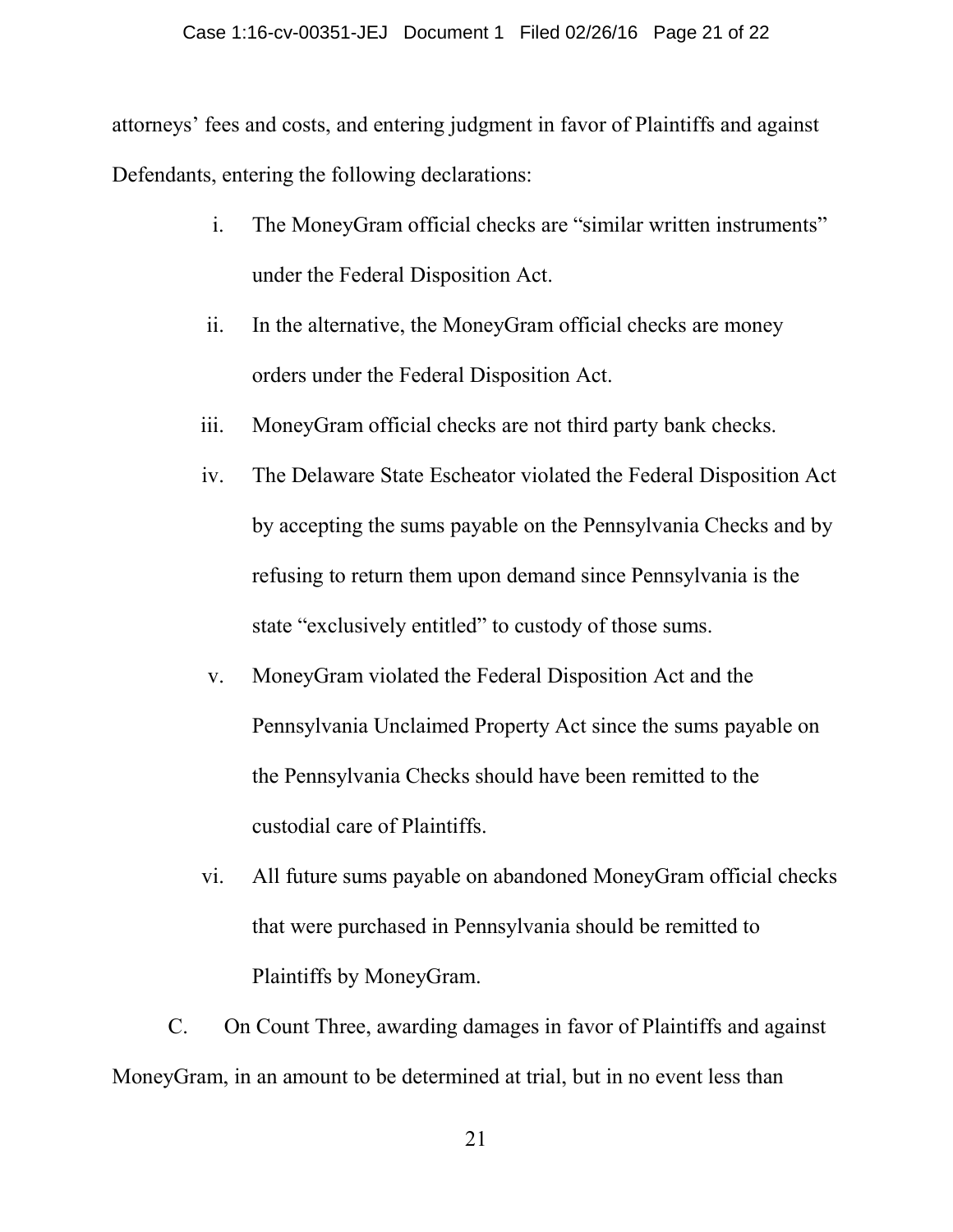attorneys' fees and costs, and entering judgment in favor of Plaintiffs and against Defendants, entering the following declarations:

i. The MoneyGram official checks are "similar written instruments" under the Federal Disposition Act.

ii. In the alternative, the MoneyGram official checks are money orders under the Federal Disposition Act.

iii. MoneyGram official checks are not third party bank checks.

iv. The Delaware State Escheator violated the Federal Disposition Act by accepting the sums payable on the Pennsylvania Checks and by refusing to return them upon demand since Pennsylvania is the state "exclusively entitled" to custody of those sums.

v. MoneyGram violated the Federal Disposition Act and the Pennsylvania Unclaimed Property Act since the sums payable on the Pennsylvania Checks should have been remitted to the custodial care of Plaintiffs.

vi. All future sums payable on abandoned MoneyGram official checks that were purchased in Pennsylvania should be remitted to Plaintiffs by MoneyGram.

C. On Count Three, awarding damages in favor of Plaintiffs and against MoneyGram, in an amount to be determined at trial, but in no event less than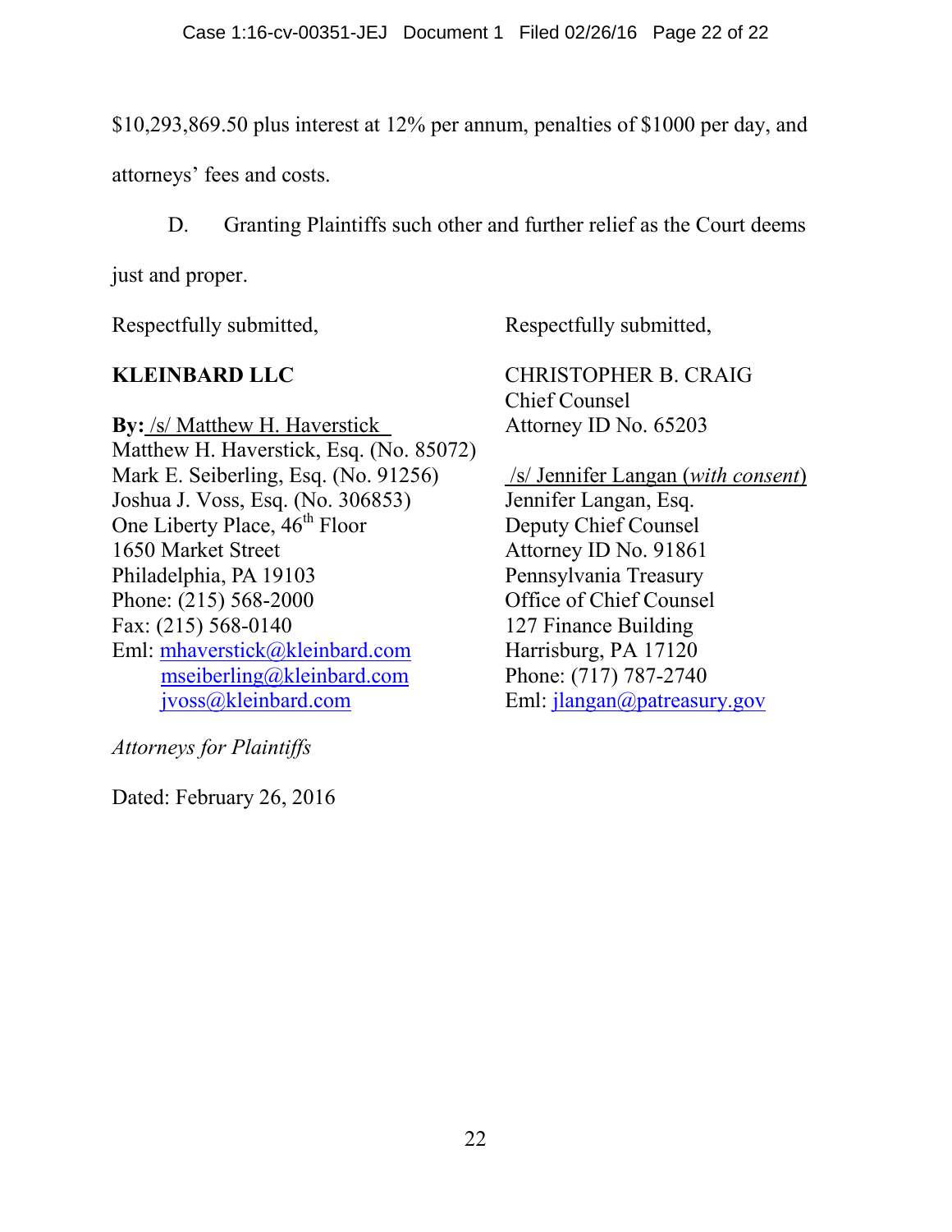$10,293,869.50 plus interest at 12% per annum, penalties of $1000 per day, and attorneys' fees and costs.

D. Granting Plaintiffs such other and further relief as the Court deems just and proper.

Respectfully submitted,

**KLEINBARD LLC**

**By:** /s/ Matthew H. Haverstick
Matthew H. Haverstick, Esq. (No. 85072)
Mark E. Seiberling, Esq. (No. 91256)
Joshua J. Voss, Esq. (No. 306853)
One Liberty Place, 46th Floor
1650 Market Street
Philadelphia, PA 19103
Phone: (215) 568-2000
Fax: (215) 568-0140
Eml: mhaverstick@kleinbard.com
mseiberling@kleinbard.com
jvoss@kleinbard.com

*Attorneys for Plaintiffs*

Dated: February 26, 2016

Respectfully submitted,

CHRISTOPHER B. CRAIG
Chief Counsel
Attorney ID No. 65203

/s/ Jennifer Langan (*with consent*)
Jennifer Langan, Esq.
Deputy Chief Counsel
Attorney ID No. 91861
Pennsylvania Treasury
Office of Chief Counsel
127 Finance Building
Harrisburg, PA 17120
Phone: (717) 787-2740
Eml: jlangan@patreasury.gov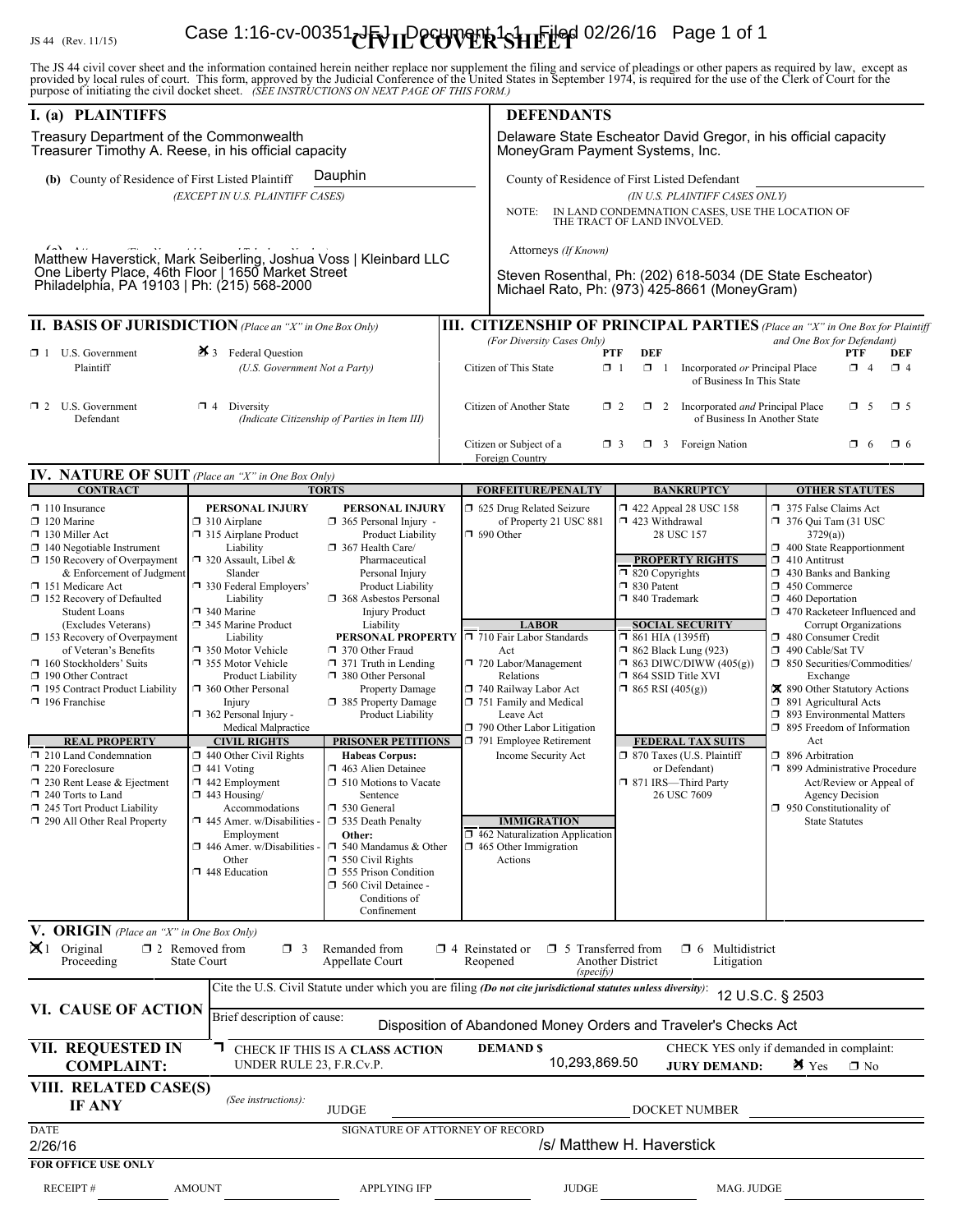JS 44 (Rev. 11/15)

# CIVIL COVER SHEET

The JS 44 civil cover sheet and the information contained herein neither replace nor supplement the filing and service of pleadings or other papers as required by law, except as provided by local rules of court. This form, approved by the Judicial Conference of the United States in September 1974, is required for the use of the Clerk of Court for the purpose of initiating the civil docket sheet. *(SEE INSTRUCTIONS ON NEXT PAGE OF THIS FORM.)*

## I. (a) PLAINTIFFS

Treasury Department of the Commonwealth
Treasurer Timothy A. Reese, in his official capacity

**(b)** County of Residence of First Listed Plaintiff: Dauphin
*(EXCEPT IN U.S. PLAINTIFF CASES)*

**(c)** Attorneys *(Firm Name, Address, and Telephone Number)*
Matthew Haverstick, Mark Seiberling, Joshua Voss | Kleinbard LLC
One Liberty Place, 46th Floor | 1650 Market Street
Philadelphia, PA 19103 | Ph: (215) 568-2000

## DEFENDANTS

Delaware State Escheator David Gregor, in his official capacity
MoneyGram Payment Systems, Inc.

County of Residence of First Listed Defendant
*(IN U.S. PLAINTIFF CASES ONLY)*
NOTE: IN LAND CONDEMNATION CASES, USE THE LOCATION OF THE TRACT OF LAND INVOLVED.

Attorneys *(If Known)*
Steven Rosenthal, Ph: (202) 618-5034 (DE State Escheator)
Michael Rato, Ph: (973) 425-8661 (MoneyGram)

## II. BASIS OF JURISDICTION *(Place an "X" in One Box Only)*

- ☐ 1 U.S. Government Plaintiff
- ☒ 3 Federal Question *(U.S. Government Not a Party)*
- ☐ 2 U.S. Government Defendant
- ☐ 4 Diversity *(Indicate Citizenship of Parties in Item III)*

## III. CITIZENSHIP OF PRINCIPAL PARTIES *(Place an "X" in One Box for Plaintiff and One Box for Defendant)* *(For Diversity Cases Only)*

| | PTF | DEF | | PTF | DEF |
|---|---|---|---|---|---|
| Citizen of This State | ☐ 1 | ☐ 1 | Incorporated *or* Principal Place of Business In This State | ☐ 4 | ☐ 4 |
| Citizen of Another State | ☐ 2 | ☐ 2 | Incorporated *and* Principal Place of Business In Another State | ☐ 5 | ☐ 5 |
| Citizen or Subject of a Foreign Country | ☐ 3 | ☐ 3 | Foreign Nation | ☐ 6 | ☐ 6 |

## IV. NATURE OF SUIT *(Place an "X" in One Box Only)*

**CONTRACT**
☐ 110 Insurance; ☐ 120 Marine; ☐ 130 Miller Act; ☐ 140 Negotiable Instrument; ☐ 150 Recovery of Overpayment & Enforcement of Judgment; ☐ 151 Medicare Act; ☐ 152 Recovery of Defaulted Student Loans (Excludes Veterans); ☐ 153 Recovery of Overpayment of Veteran's Benefits; ☐ 160 Stockholders' Suits; ☐ 190 Other Contract; ☐ 195 Contract Product Liability; ☐ 196 Franchise

**REAL PROPERTY**
☐ 210 Land Condemnation; ☐ 220 Foreclosure; ☐ 230 Rent Lease & Ejectment; ☐ 240 Torts to Land; ☐ 245 Tort Product Liability; ☐ 290 All Other Real Property

**TORTS**
PERSONAL INJURY: ☐ 310 Airplane; ☐ 315 Airplane Product Liability; ☐ 320 Assault, Libel & Slander; ☐ 330 Federal Employers' Liability; ☐ 340 Marine; ☐ 345 Marine Product Liability; ☐ 350 Motor Vehicle; ☐ 355 Motor Vehicle Product Liability; ☐ 360 Other Personal Injury; ☐ 362 Personal Injury - Medical Malpractice
PERSONAL INJURY: ☐ 365 Personal Injury - Product Liability; ☐ 367 Health Care/ Pharmaceutical Personal Injury Product Liability; ☐ 368 Asbestos Personal Injury Product Liability
PERSONAL PROPERTY: ☐ 370 Other Fraud; ☐ 371 Truth in Lending; ☐ 380 Other Personal Property Damage; ☐ 385 Property Damage Product Liability

**CIVIL RIGHTS**
☐ 440 Other Civil Rights; ☐ 441 Voting; ☐ 442 Employment; ☐ 443 Housing/ Accommodations; ☐ 445 Amer. w/Disabilities - Employment; ☐ 446 Amer. w/Disabilities - Other; ☐ 448 Education

**PRISONER PETITIONS**
Habeas Corpus: ☐ 463 Alien Detainee; ☐ 510 Motions to Vacate Sentence; ☐ 530 General; ☐ 535 Death Penalty
Other: ☐ 540 Mandamus & Other; ☐ 550 Civil Rights; ☐ 555 Prison Condition; ☐ 560 Civil Detainee - Conditions of Confinement

**FORFEITURE/PENALTY**
☐ 625 Drug Related Seizure of Property 21 USC 881; ☐ 690 Other

**LABOR**
☐ 710 Fair Labor Standards Act; ☐ 720 Labor/Management Relations; ☐ 740 Railway Labor Act; ☐ 751 Family and Medical Leave Act; ☐ 790 Other Labor Litigation; ☐ 791 Employee Retirement Income Security Act

**IMMIGRATION**
☐ 462 Naturalization Application; ☐ 465 Other Immigration Actions

**BANKRUPTCY**
☐ 422 Appeal 28 USC 158; ☐ 423 Withdrawal 28 USC 157

**PROPERTY RIGHTS**
☐ 820 Copyrights; ☐ 830 Patent; ☐ 840 Trademark

**SOCIAL SECURITY**
☐ 861 HIA (1395ff); ☐ 862 Black Lung (923); ☐ 863 DIWC/DIWW (405(g)); ☐ 864 SSID Title XVI; ☐ 865 RSI (405(g))

**FEDERAL TAX SUITS**
☐ 870 Taxes (U.S. Plaintiff or Defendant); ☐ 871 IRS—Third Party 26 USC 7609

**OTHER STATUTES**
☐ 375 False Claims Act; ☐ 376 Qui Tam (31 USC 3729(a)); ☐ 400 State Reapportionment; ☐ 410 Antitrust; ☐ 430 Banks and Banking; ☐ 450 Commerce; ☐ 460 Deportation; ☐ 470 Racketeer Influenced and Corrupt Organizations; ☐ 480 Consumer Credit; ☐ 490 Cable/Sat TV; ☐ 850 Securities/Commodities/ Exchange; ☒ 890 Other Statutory Actions; ☐ 891 Agricultural Acts; ☐ 893 Environmental Matters; ☐ 895 Freedom of Information Act; ☐ 896 Arbitration; ☐ 899 Administrative Procedure Act/Review or Appeal of Agency Decision; ☐ 950 Constitutionality of State Statutes

## V. ORIGIN *(Place an "X" in One Box Only)*

☒ 1 Original Proceeding; ☐ 2 Removed from State Court; ☐ 3 Remanded from Appellate Court; ☐ 4 Reinstated or Reopened; ☐ 5 Transferred from Another District *(specify)*; ☐ 6 Multidistrict Litigation

## VI. CAUSE OF ACTION

Cite the U.S. Civil Statute under which you are filing *(Do not cite jurisdictional statutes unless diversity)*: 12 U.S.C. § 2503

Brief description of cause: Disposition of Abandoned Money Orders and Traveler's Checks Act

## VII. REQUESTED IN COMPLAINT:

☐ CHECK IF THIS IS A **CLASS ACTION** UNDER RULE 23, F.R.Cv.P.

**DEMAND $** 10,293,869.50

CHECK YES only if demanded in complaint: **JURY DEMAND:** ☒ Yes ☐ No

## VIII. RELATED CASE(S) IF ANY

*(See instructions):* JUDGE ____ DOCKET NUMBER ____

DATE: 2/26/16

SIGNATURE OF ATTORNEY OF RECORD: /s/ Matthew H. Haverstick

**FOR OFFICE USE ONLY**

RECEIPT # ____ AMOUNT ____ APPLYING IFP ____ JUDGE ____ MAG. JUDGE ____